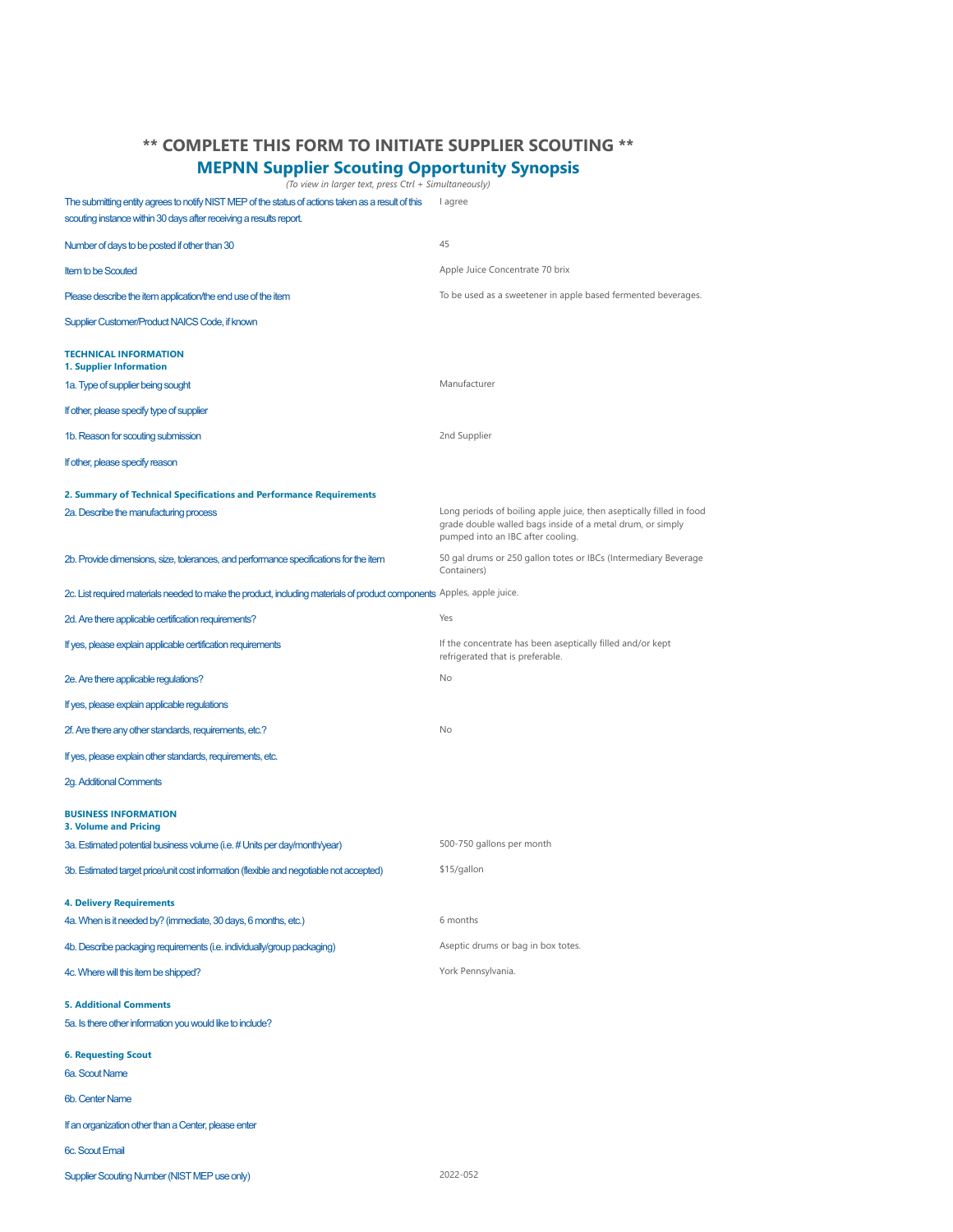# ** COMPLETE THIS FORM TO INITIATE SUPPLIER SCOUTING **

## MEPNN Supplier Scouting Opportunity Synopsis

*(To view in larger text, press Ctrl + Simultaneously)*

| | |
|---|---|
| The submitting entity agrees to notify NIST MEP of the status of actions taken as a result of this scouting instance within 30 days after receiving a results report. | I agree |
| Number of days to be posted if other than 30 | 45 |
| Item to be Scouted | Apple Juice Concentrate 70 brix |
| Please describe the item application/the end use of the item | To be used as a sweetener in apple based fermented beverages. |
| Supplier Customer/Product NAICS Code, if known | |

**TECHNICAL INFORMATION**

**1. Supplier Information**

| | |
|---|---|
| 1a. Type of supplier being sought | Manufacturer |
| If other, please specify type of supplier | |
| 1b. Reason for scouting submission | 2nd Supplier |
| If other, please specify reason | |

**2. Summary of Technical Specifications and Performance Requirements**

| | |
|---|---|
| 2a. Describe the manufacturing process | Long periods of boiling apple juice, then aseptically filled in food grade double walled bags inside of a metal drum, or simply pumped into an IBC after cooling. |
| 2b. Provide dimensions, size, tolerances, and performance specifications for the item | 50 gal drums or 250 gallon totes or IBCs (Intermediary Beverage Containers) |
| 2c. List required materials needed to make the product, including materials of product components | Apples, apple juice. |
| 2d. Are there applicable certification requirements? | Yes |
| If yes, please explain applicable certification requirements | If the concentrate has been aseptically filled and/or kept refrigerated that is preferable. |
| 2e. Are there applicable regulations? | No |
| If yes, please explain applicable regulations | |
| 2f. Are there any other standards, requirements, etc.? | No |
| If yes, please explain other standards, requirements, etc. | |
| 2g. Additional Comments | |

**BUSINESS INFORMATION**

**3. Volume and Pricing**

| | |
|---|---|
| 3a. Estimated potential business volume (i.e. # Units per day/month/year) | 500-750 gallons per month |
| 3b. Estimated target price/unit cost information (flexible and negotiable not accepted) | $15/gallon |

**4. Delivery Requirements**

| | |
|---|---|
| 4a. When is it needed by? (immediate, 30 days, 6 months, etc.) | 6 months |
| 4b. Describe packaging requirements (i.e. individually/group packaging) | Aseptic drums or bag in box totes. |
| 4c. Where will this item be shipped? | York Pennsylvania. |

**5. Additional Comments**

| | |
|---|---|
| 5a. Is there other information you would like to include? | |

**6. Requesting Scout**

| | |
|---|---|
| 6a. Scout Name | |
| 6b. Center Name | |
| If an organization other than a Center, please enter | |
| 6c. Scout Email | |
| Supplier Scouting Number (NIST MEP use only) | 2022-052 |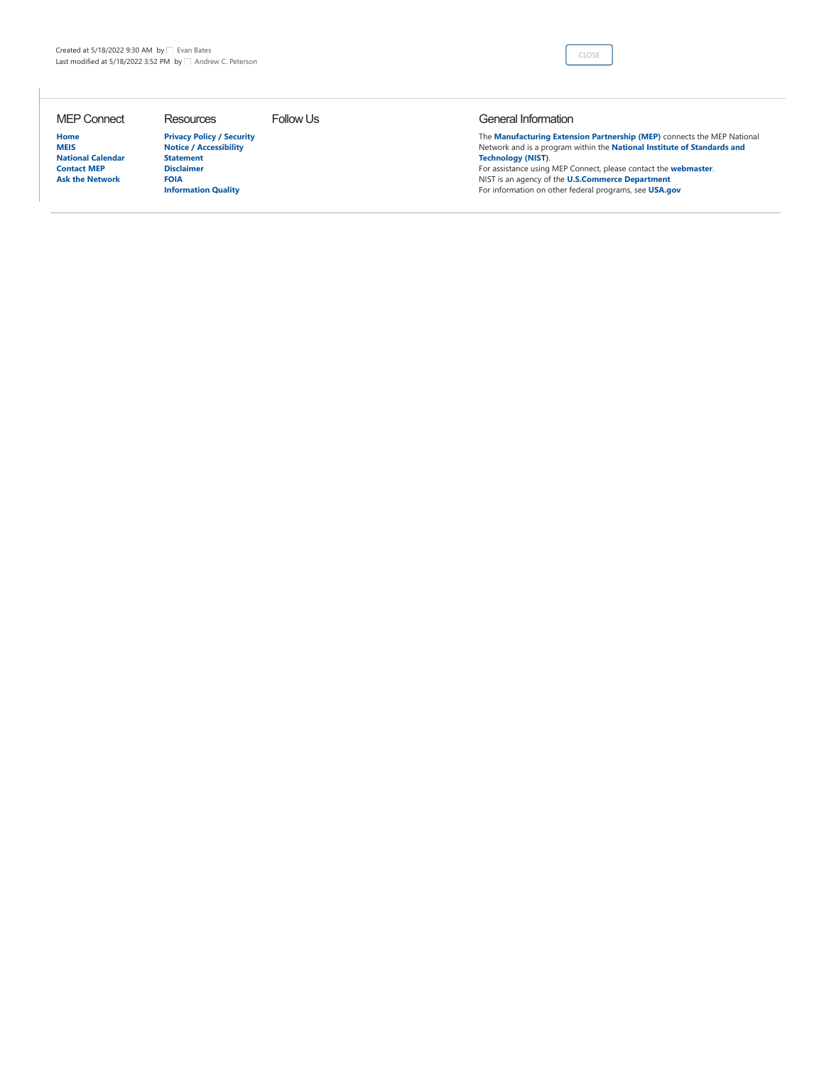Created at 5/18/2022 9:30 AM by Evan Bates
Last modified at 5/18/2022 3:52 PM by Andrew C. Peterson

CLOSE

## MEP Connect

**Home**
**MEIS**
**National Calendar**
**Contact MEP**
**Ask the Network**

## Resources

**Privacy Policy / Security Notice / Accessibility Statement**
**Disclaimer**
**FOIA**
**Information Quality**

## Follow Us

## General Information

The **Manufacturing Extension Partnership (MEP)** connects the MEP National Network and is a program within the **National Institute of Standards and Technology (NIST)**.
For assistance using MEP Connect, please contact the **webmaster**.
NIST is an agency of the **U.S.Commerce Department**
For information on other federal programs, see **USA.gov**